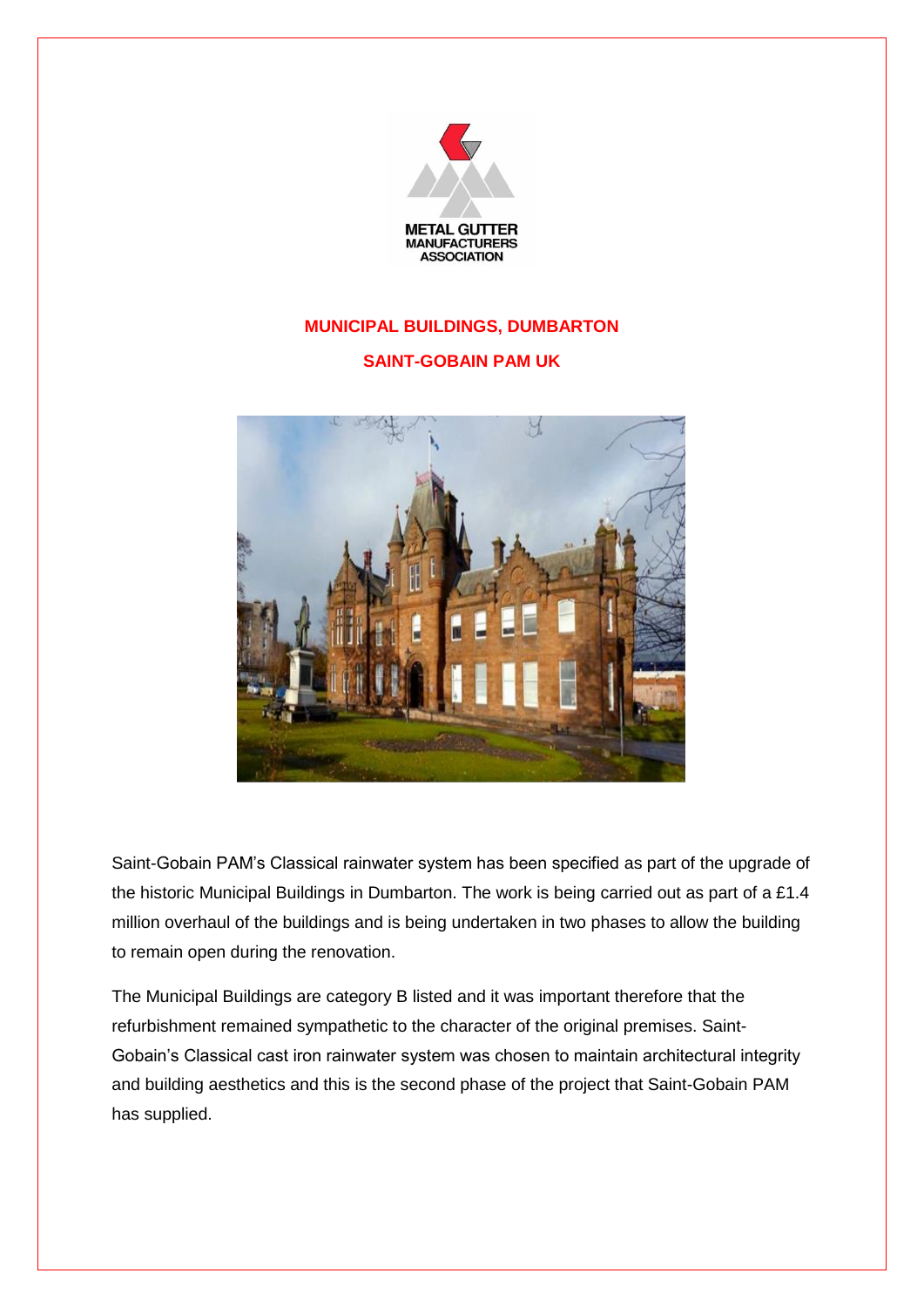METAL GUTTER MANUFACTURERS ASSOCIATION

# MUNICIPAL BUILDINGS, DUMBARTON

## SAINT-GOBAIN PAM UK

Saint-Gobain PAM's Classical rainwater system has been specified as part of the upgrade of the historic Municipal Buildings in Dumbarton. The work is being carried out as part of a £1.4 million overhaul of the buildings and is being undertaken in two phases to allow the building to remain open during the renovation.

The Municipal Buildings are category B listed and it was important therefore that the refurbishment remained sympathetic to the character of the original premises. Saint-Gobain's Classical cast iron rainwater system was chosen to maintain architectural integrity and building aesthetics and this is the second phase of the project that Saint-Gobain PAM has supplied.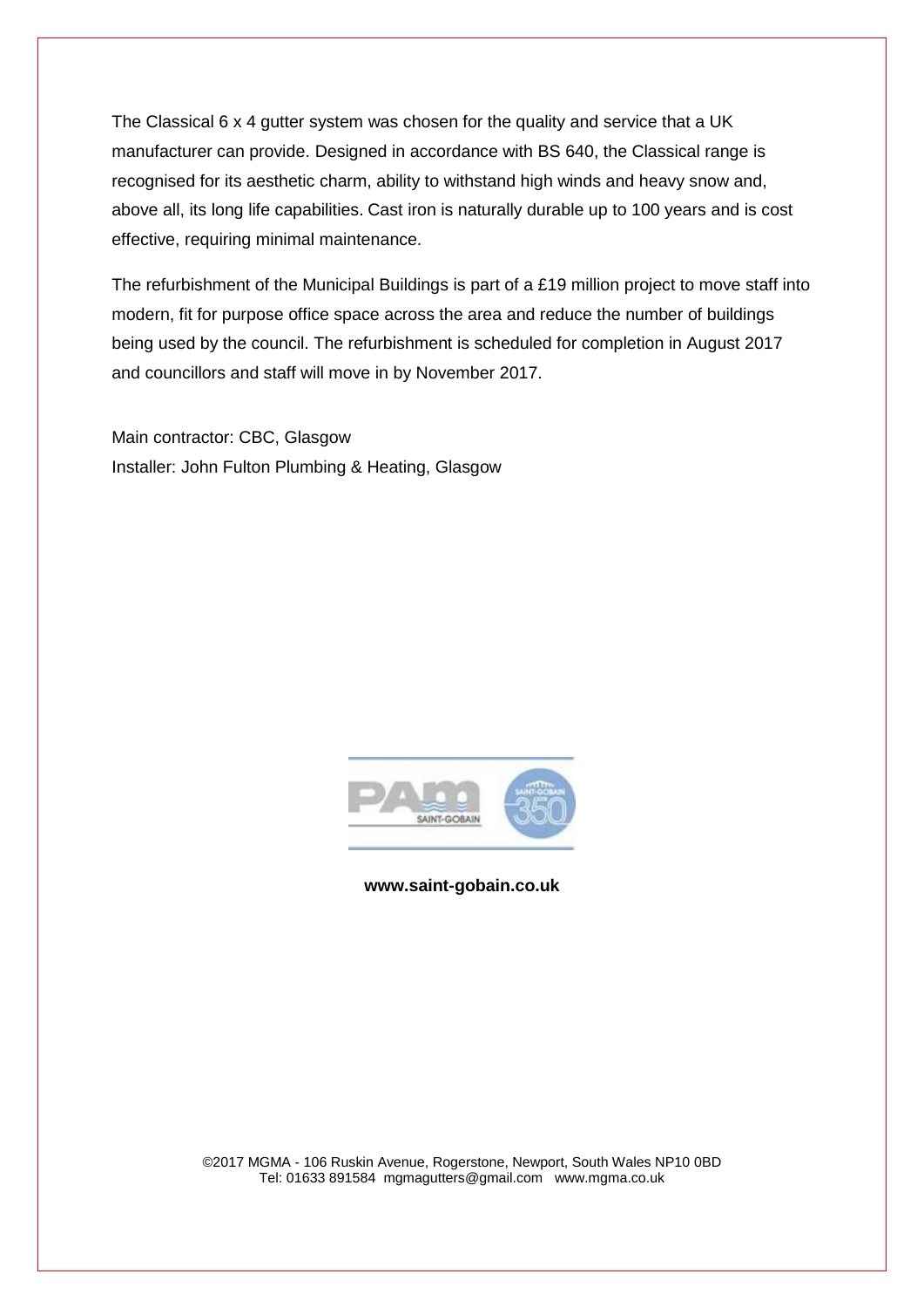The Classical 6 x 4 gutter system was chosen for the quality and service that a UK manufacturer can provide. Designed in accordance with BS 640, the Classical range is recognised for its aesthetic charm, ability to withstand high winds and heavy snow and, above all, its long life capabilities. Cast iron is naturally durable up to 100 years and is cost effective, requiring minimal maintenance.

The refurbishment of the Municipal Buildings is part of a £19 million project to move staff into modern, fit for purpose office space across the area and reduce the number of buildings being used by the council. The refurbishment is scheduled for completion in August 2017 and councillors and staff will move in by November 2017.

Main contractor: CBC, Glasgow
Installer: John Fulton Plumbing & Heating, Glasgow

**www.saint-gobain.co.uk**

©2017 MGMA - 106 Ruskin Avenue, Rogerstone, Newport, South Wales NP10 0BD
Tel: 01633 891584 mgmagutters@gmail.com www.mgma.co.uk